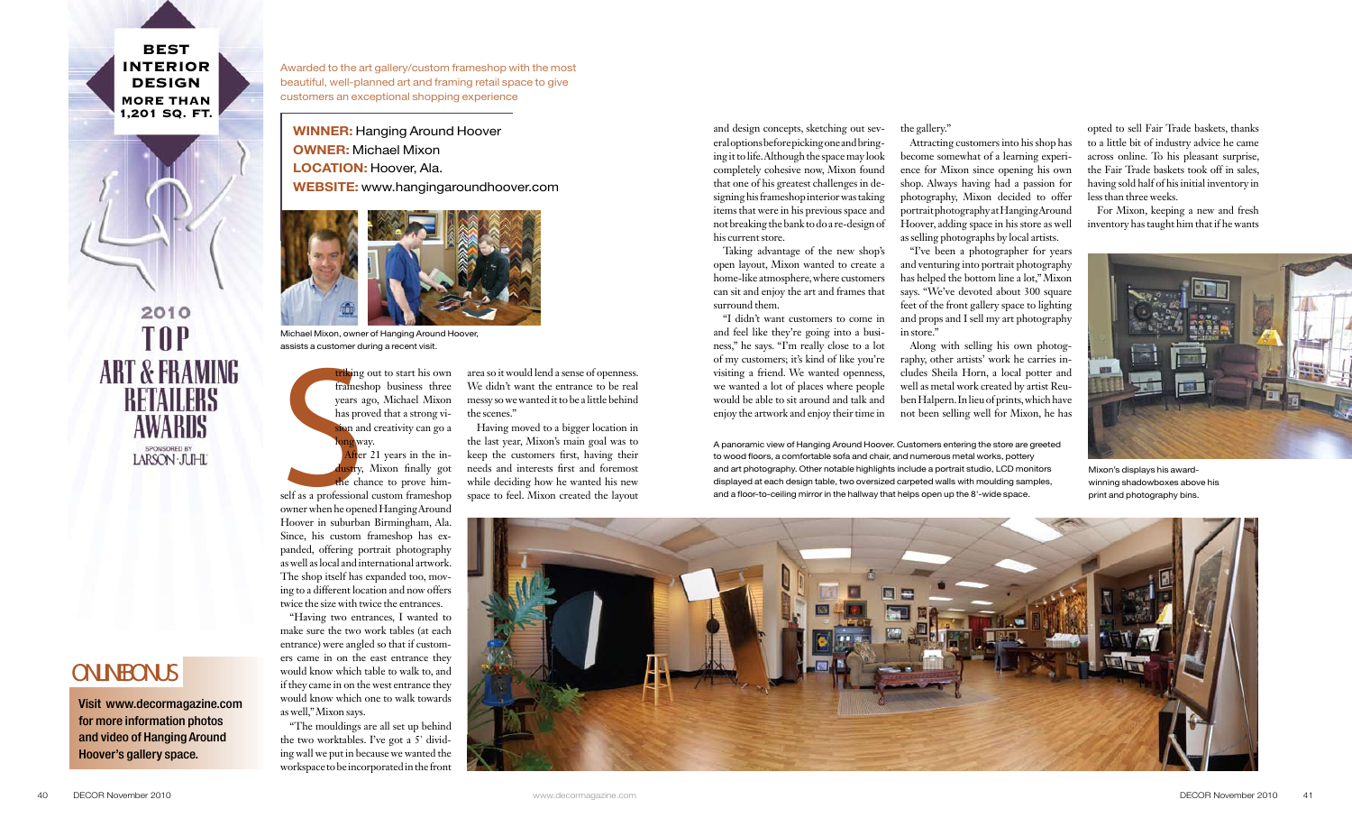**BEST INTERIOR DESIGN MORE THAN 1,201 SQ. FT.**

2010 TOP ART & FRAMING RETAILERS AWARDS

SPONSORED BY LARSON-JUHL

Awarded to the art gallery/custom frameshop with the most beautiful, well-planned art and framing retail space to give customers an exceptional shopping experience

**WINNER:** Hanging Around Hoover
**OWNER:** Michael Mixon
**LOCATION:** Hoover, Ala.
**WEBSITE:** www.hangingaroundhoover.com

Michael Mixon, owner of Hanging Around Hoover, assists a customer during a recent visit.

Striking out to start his own frameshop business three years ago, Michael Mixon has proved that a strong vision and creativity can go a long way.

After 21 years in the industry, Mixon finally got the chance to prove himself as a professional custom frameshop owner when he opened Hanging Around Hoover in suburban Birmingham, Ala. Since, his custom frameshop has expanded, offering portrait photography as well as local and international artwork. The shop itself has expanded too, moving to a different location and now offers twice the size with twice the entrances.

"Having two entrances, I wanted to make sure the two work tables (at each entrance) were angled so that if customers came in on the east entrance they would know which table to walk to, and if they came in on the west entrance they would know which one to walk towards as well," Mixon says.

"The mouldings are all set up behind the two worktables. I've got a 5' dividing wall we put in because we wanted the workspace to be incorporated in the front area so it would lend a sense of openness. We didn't want the entrance to be real messy so we wanted it to be a little behind the scenes."

Having moved to a bigger location in the last year, Mixon's main goal was to keep the customers first, having their needs and interests first and foremost while deciding how he wanted his new space to feel. Mixon created the layout and design concepts, sketching out several options before picking one and bringing it to life. Although the space may look completely cohesive now, Mixon found that one of his greatest challenges in designing his frameshop interior was taking items that were in his previous space and not breaking the bank to do a re-design of his current store.

Taking advantage of the new shop's open layout, Mixon wanted to create a home-like atmosphere, where customers can sit and enjoy the art and frames that surround them.

"I didn't want customers to come in and feel like they're going into a business," he says. "I'm really close to a lot of my customers; it's kind of like you're visiting a friend. We wanted openness, we wanted a lot of places where people would be able to sit around and talk and enjoy the artwork and enjoy their time in the gallery."

Attracting customers into his shop has become somewhat of a learning experience for Mixon since opening his own shop. Always having had a passion for photography, Mixon decided to offer portrait photography at Hanging Around Hoover, adding space in his store as well as selling photographs by local artists.

"I've been a photographer for years and venturing into portrait photography has helped the bottom line a lot," Mixon says. "We've devoted about 300 square feet of the front gallery space to lighting and props and I sell my art photography in store."

Along with selling his own photography, other artists' work he carries includes Sheila Horn, a local potter and well as metal work created by artist Reuben Halpern. In lieu of prints, which have not been selling well for Mixon, he has opted to sell Fair Trade baskets, thanks to a little bit of industry advice he came across online. To his pleasant surprise, the Fair Trade baskets took off in sales, having sold half of his initial inventory in less than three weeks.

For Mixon, keeping a new and fresh inventory has taught him that if he wants

A panoramic view of Hanging Around Hoover. Customers entering the store are greeted to wood floors, a comfortable sofa and chair, and numerous metal works, pottery and art photography. Other notable highlights include a portrait studio, LCD monitors displayed at each design table, two oversized carpeted walls with moulding samples, and a floor-to-ceiling mirror in the hallway that helps open up the 8'-wide space.

Mixon's displays his award-winning shadowboxes above his print and photography bins.

**ONLINE BONUS**

**Visit www.decormagazine.com for more information photos and video of Hanging Around Hoover's gallery space.**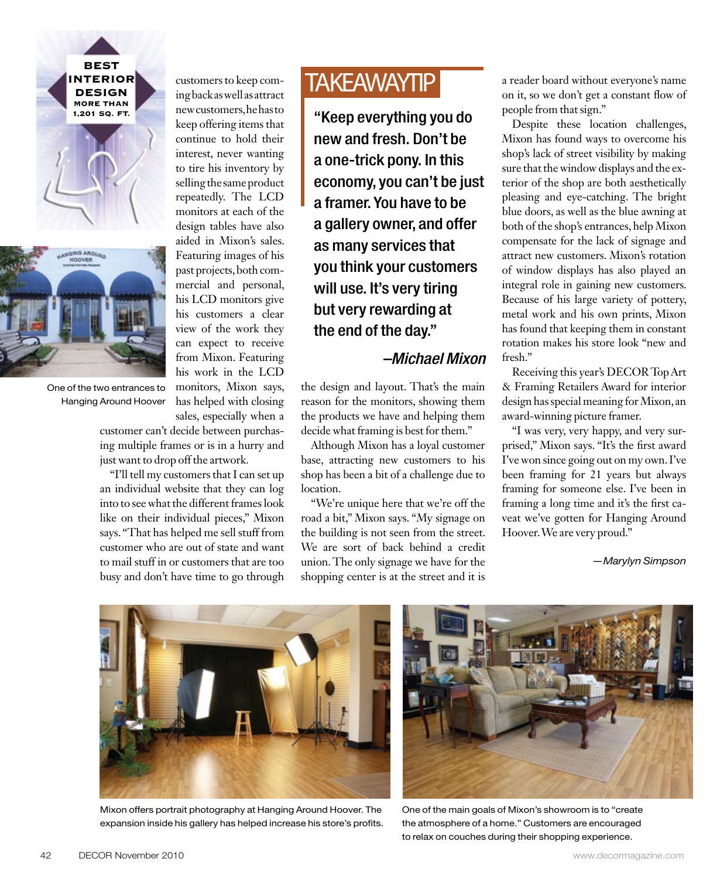BEST INTERIOR DESIGN MORE THAN 1,201 SQ. FT.

One of the two entrances to Hanging Around Hoover

customers to keep coming back as well as attract new customers, he has to keep offering items that continue to hold their interest, never wanting to tire his inventory by selling the same product repeatedly. The LCD monitors at each of the design tables have also aided in Mixon's sales. Featuring images of his past projects, both commercial and personal, his LCD monitors give his customers a clear view of the work they can expect to receive from Mixon. Featuring his work in the LCD monitors, Mixon says, has helped with closing sales, especially when a customer can't decide between purchasing multiple frames or is in a hurry and just want to drop off the artwork.

"I'll tell my customers that I can set up an individual website that they can log into to see what the different frames look like on their individual pieces," Mixon says. "That has helped me sell stuff from customer who are out of state and want to mail stuff in or customers that are too busy and don't have time to go through the design and layout. That's the main reason for the monitors, showing them the products we have and helping them decide what framing is best for them."

Although Mixon has a loyal customer base, attracting new customers to his shop has been a bit of a challenge due to location.

"We're unique here that we're off the road a bit," Mixon says. "My signage on the building is not seen from the street. We are sort of back behind a credit union. The only signage we have for the shopping center is at the street and it is a reader board without everyone's name on it, so we don't get a constant flow of people from that sign."

Despite these location challenges, Mixon has found ways to overcome his shop's lack of street visibility by making sure that the window displays and the exterior of the shop are both aesthetically pleasing and eye-catching. The bright blue doors, as well as the blue awning at both of the shop's entrances, help Mixon compensate for the lack of signage and attract new customers. Mixon's rotation of window displays has also played an integral role in gaining new customers. Because of his large variety of pottery, metal work and his own prints, Mixon has found that keeping them in constant rotation makes his store look "new and fresh."

Receiving this year's DECOR Top Art & Framing Retailers Award for interior design has special meaning for Mixon, an award-winning picture framer.

"I was very, very happy, and very surprised," Mixon says. "It's the first award I've won since going out on my own. I've been framing for 21 years but always framing for someone else. I've been in framing a long time and it's the first caveat we've gotten for Hanging Around Hoover. We are very proud."

*—Marylyn Simpson*

## TAKEAWAYTIP

**"Keep everything you do new and fresh. Don't be a one-trick pony. In this economy, you can't be just a framer. You have to be a gallery owner, and offer as many services that you think your customers will use. It's very tiring but very rewarding at the end of the day."**

***–Michael Mixon***

Mixon offers portrait photography at Hanging Around Hoover. The expansion inside his gallery has helped increase his store's profits.

One of the main goals of Mixon's showroom is to "create the atmosphere of a home." Customers are encouraged to relax on couches during their shopping experience.